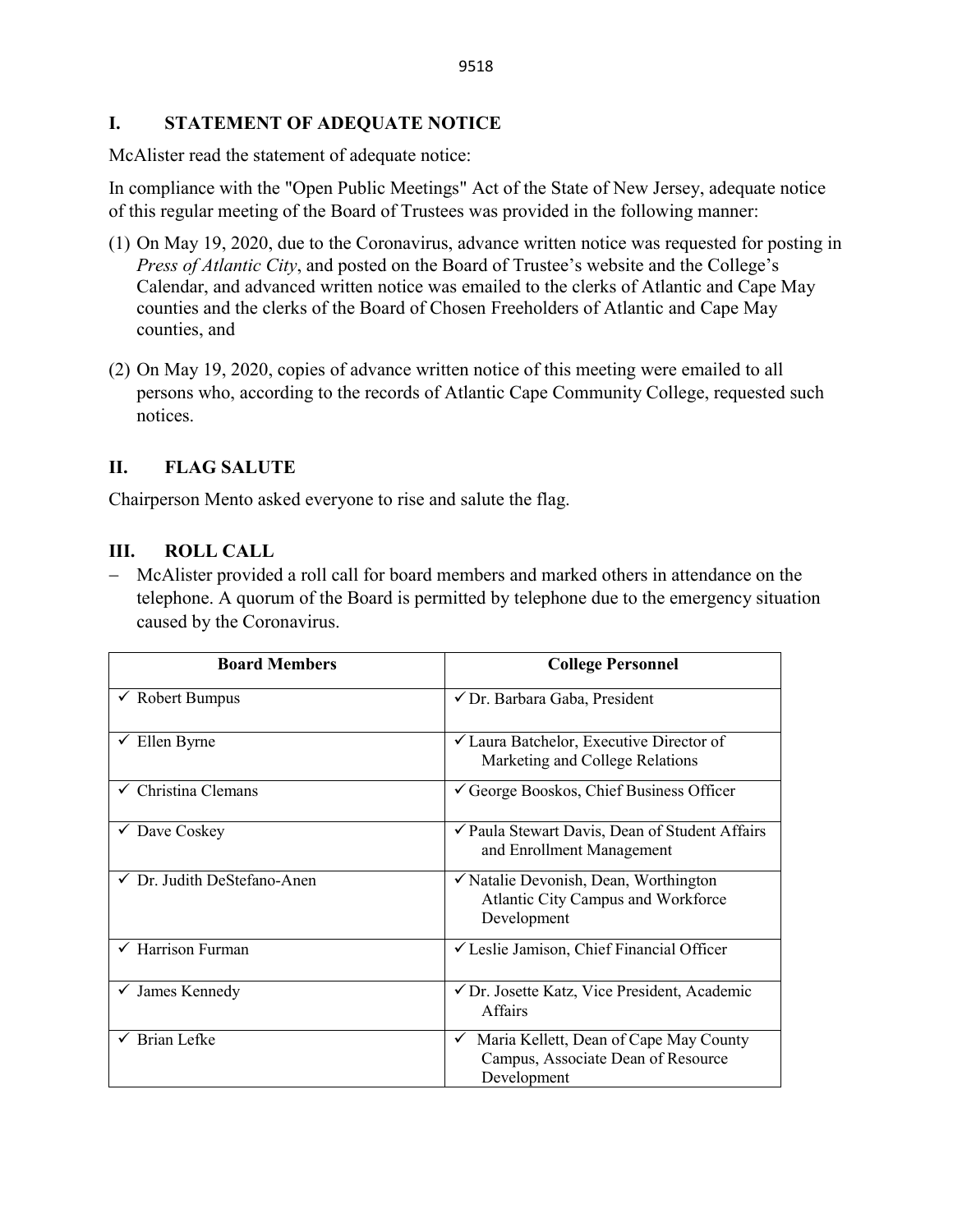## I. STATEMENT OF ADEQUATE NOTICE

McAlister read the statement of adequate notice:

In compliance with the "Open Public Meetings" Act of the State of New Jersey, adequate notice of this regular meeting of the Board of Trustees was provided in the following manner:

(1) On May 19, 2020, due to the Coronavirus, advance written notice was requested for posting in *Press of Atlantic City*, and posted on the Board of Trustee's website and the College's Calendar, and advanced written notice was emailed to the clerks of Atlantic and Cape May counties and the clerks of the Board of Chosen Freeholders of Atlantic and Cape May counties, and

(2) On May 19, 2020, copies of advance written notice of this meeting were emailed to all persons who, according to the records of Atlantic Cape Community College, requested such notices.

## II. FLAG SALUTE

Chairperson Mento asked everyone to rise and salute the flag.

## III. ROLL CALL

- McAlister provided a roll call for board members and marked others in attendance on the telephone. A quorum of the Board is permitted by telephone due to the emergency situation caused by the Coronavirus.

| Board Members | College Personnel |
|---|---|
| ✓ Robert Bumpus | ✓ Dr. Barbara Gaba, President |
| ✓ Ellen Byrne | ✓ Laura Batchelor, Executive Director of Marketing and College Relations |
| ✓ Christina Clemans | ✓ George Booskos, Chief Business Officer |
| ✓ Dave Coskey | ✓ Paula Stewart Davis, Dean of Student Affairs and Enrollment Management |
| ✓ Dr. Judith DeStefano-Anen | ✓ Natalie Devonish, Dean, Worthington Atlantic City Campus and Workforce Development |
| ✓ Harrison Furman | ✓ Leslie Jamison, Chief Financial Officer |
| ✓ James Kennedy | ✓ Dr. Josette Katz, Vice President, Academic Affairs |
| ✓ Brian Lefke | ✓ Maria Kellett, Dean of Cape May County Campus, Associate Dean of Resource Development |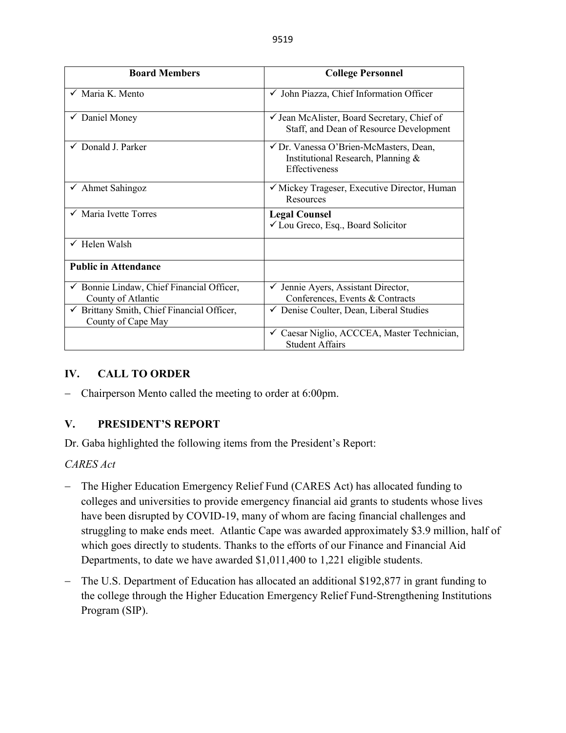| Board Members | College Personnel |
|---|---|
| ✓ Maria K. Mento | ✓ John Piazza, Chief Information Officer |
| ✓ Daniel Money | ✓ Jean McAlister, Board Secretary, Chief of Staff, and Dean of Resource Development |
| ✓ Donald J. Parker | ✓ Dr. Vanessa O'Brien-McMasters, Dean, Institutional Research, Planning & Effectiveness |
| ✓ Ahmet Sahingoz | ✓ Mickey Trageser, Executive Director, Human Resources |
| ✓ Maria Ivette Torres | **Legal Counsel** ✓ Lou Greco, Esq., Board Solicitor |
| ✓ Helen Walsh | |
| **Public in Attendance** | |
| ✓ Bonnie Lindaw, Chief Financial Officer, County of Atlantic | ✓ Jennie Ayers, Assistant Director, Conferences, Events & Contracts |
| ✓ Brittany Smith, Chief Financial Officer, County of Cape May | ✓ Denise Coulter, Dean, Liberal Studies |
| | ✓ Caesar Niglio, ACCCEA, Master Technician, Student Affairs |

## IV. CALL TO ORDER

- Chairperson Mento called the meeting to order at 6:00pm.

## V. PRESIDENT'S REPORT

Dr. Gaba highlighted the following items from the President's Report:

*CARES Act*

- The Higher Education Emergency Relief Fund (CARES Act) has allocated funding to colleges and universities to provide emergency financial aid grants to students whose lives have been disrupted by COVID-19, many of whom are facing financial challenges and struggling to make ends meet. Atlantic Cape was awarded approximately $3.9 million, half of which goes directly to students. Thanks to the efforts of our Finance and Financial Aid Departments, to date we have awarded $1,011,400 to 1,221 eligible students.
- The U.S. Department of Education has allocated an additional $192,877 in grant funding to the college through the Higher Education Emergency Relief Fund-Strengthening Institutions Program (SIP).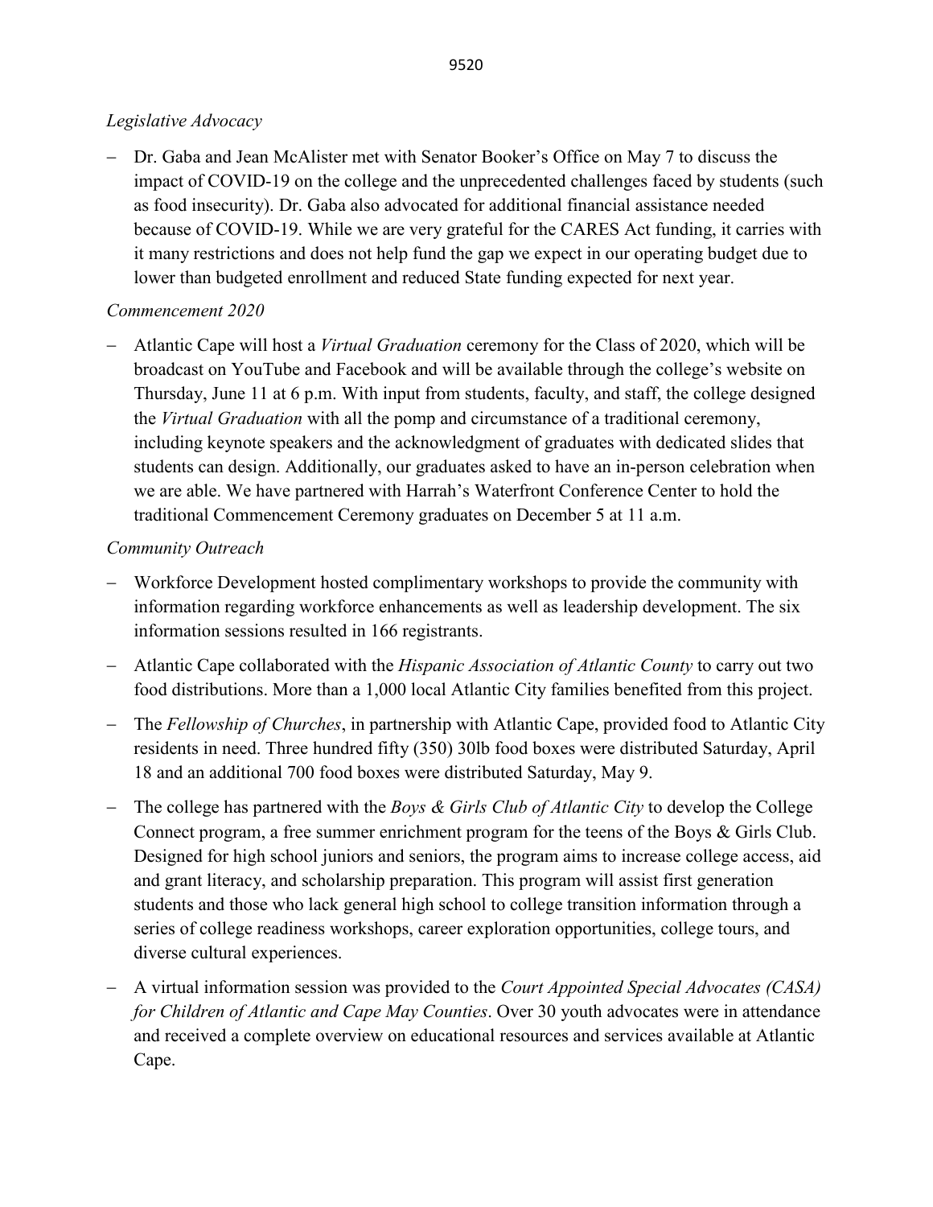*Legislative Advocacy*

- Dr. Gaba and Jean McAlister met with Senator Booker's Office on May 7 to discuss the impact of COVID-19 on the college and the unprecedented challenges faced by students (such as food insecurity). Dr. Gaba also advocated for additional financial assistance needed because of COVID-19. While we are very grateful for the CARES Act funding, it carries with it many restrictions and does not help fund the gap we expect in our operating budget due to lower than budgeted enrollment and reduced State funding expected for next year.

*Commencement 2020*

- Atlantic Cape will host a *Virtual Graduation* ceremony for the Class of 2020, which will be broadcast on YouTube and Facebook and will be available through the college's website on Thursday, June 11 at 6 p.m. With input from students, faculty, and staff, the college designed the *Virtual Graduation* with all the pomp and circumstance of a traditional ceremony, including keynote speakers and the acknowledgment of graduates with dedicated slides that students can design. Additionally, our graduates asked to have an in-person celebration when we are able. We have partnered with Harrah's Waterfront Conference Center to hold the traditional Commencement Ceremony graduates on December 5 at 11 a.m.

*Community Outreach*

- Workforce Development hosted complimentary workshops to provide the community with information regarding workforce enhancements as well as leadership development. The six information sessions resulted in 166 registrants.
- Atlantic Cape collaborated with the *Hispanic Association of Atlantic County* to carry out two food distributions. More than a 1,000 local Atlantic City families benefited from this project.
- The *Fellowship of Churches*, in partnership with Atlantic Cape, provided food to Atlantic City residents in need. Three hundred fifty (350) 30lb food boxes were distributed Saturday, April 18 and an additional 700 food boxes were distributed Saturday, May 9.
- The college has partnered with the *Boys & Girls Club of Atlantic City* to develop the College Connect program, a free summer enrichment program for the teens of the Boys & Girls Club. Designed for high school juniors and seniors, the program aims to increase college access, aid and grant literacy, and scholarship preparation. This program will assist first generation students and those who lack general high school to college transition information through a series of college readiness workshops, career exploration opportunities, college tours, and diverse cultural experiences.
- A virtual information session was provided to the *Court Appointed Special Advocates (CASA) for Children of Atlantic and Cape May Counties*. Over 30 youth advocates were in attendance and received a complete overview on educational resources and services available at Atlantic Cape.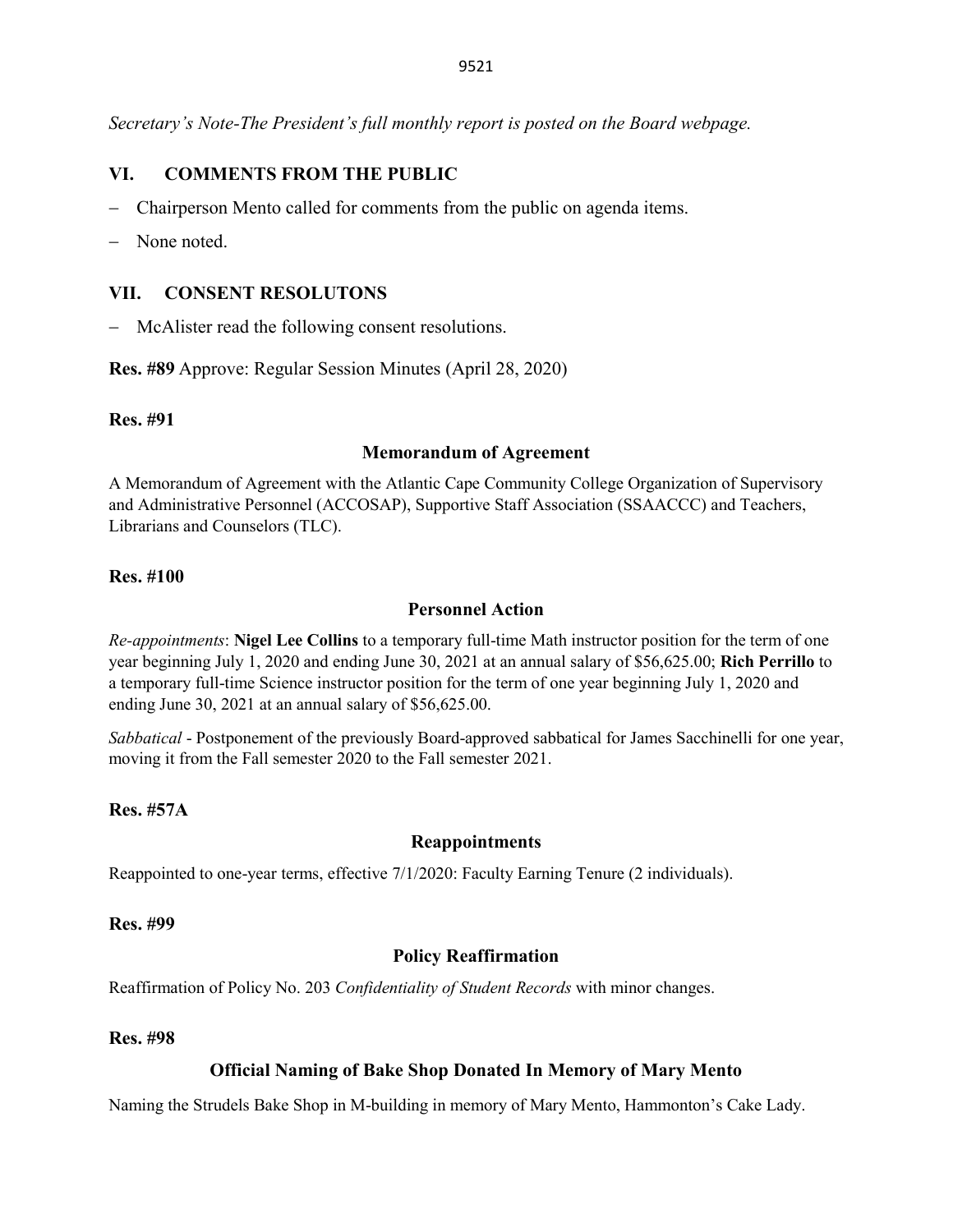*Secretary's Note-The President's full monthly report is posted on the Board webpage.*

## VI. COMMENTS FROM THE PUBLIC

- Chairperson Mento called for comments from the public on agenda items.
- None noted.

## VII. CONSENT RESOLUTONS

- McAlister read the following consent resolutions.

**Res. #89** Approve: Regular Session Minutes (April 28, 2020)

**Res. #91**

**Memorandum of Agreement**

A Memorandum of Agreement with the Atlantic Cape Community College Organization of Supervisory and Administrative Personnel (ACCOSAP), Supportive Staff Association (SSAACCC) and Teachers, Librarians and Counselors (TLC).

**Res. #100**

**Personnel Action**

*Re-appointments*: **Nigel Lee Collins** to a temporary full-time Math instructor position for the term of one year beginning July 1, 2020 and ending June 30, 2021 at an annual salary of $56,625.00; **Rich Perrillo** to a temporary full-time Science instructor position for the term of one year beginning July 1, 2020 and ending June 30, 2021 at an annual salary of $56,625.00.

*Sabbatical* - Postponement of the previously Board-approved sabbatical for James Sacchinelli for one year, moving it from the Fall semester 2020 to the Fall semester 2021.

**Res. #57A**

**Reappointments**

Reappointed to one-year terms, effective 7/1/2020: Faculty Earning Tenure (2 individuals).

**Res. #99**

**Policy Reaffirmation**

Reaffirmation of Policy No. 203 *Confidentiality of Student Records* with minor changes.

**Res. #98**

**Official Naming of Bake Shop Donated In Memory of Mary Mento**

Naming the Strudels Bake Shop in M-building in memory of Mary Mento, Hammonton's Cake Lady.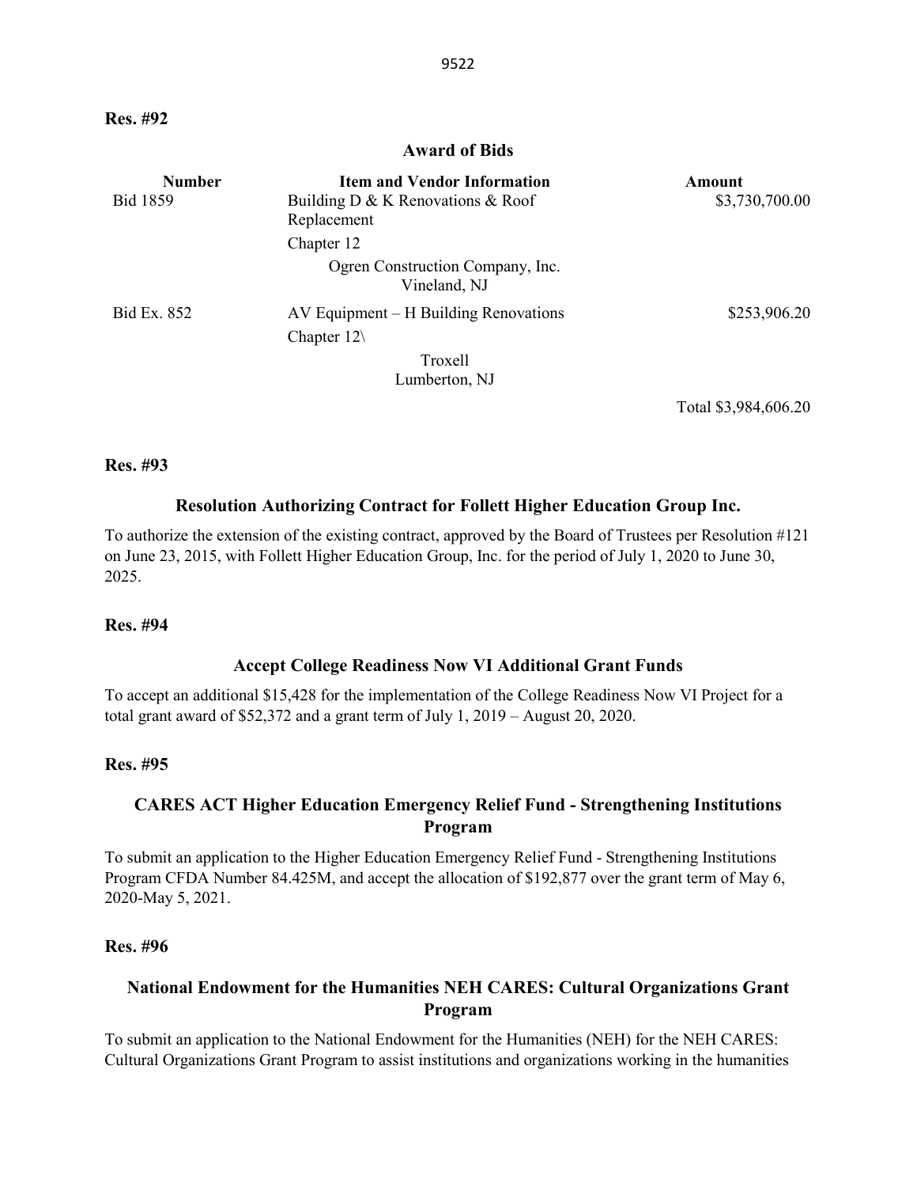**Res. #92**

**Award of Bids**

| Number | Item and Vendor Information | Amount |
|---|---|---|
| Bid 1859 | Building D & K Renovations & Roof Replacement<br>Chapter 12<br>Ogren Construction Company, Inc.<br>Vineland, NJ | $3,730,700.00 |
| Bid Ex. 852 | AV Equipment – H Building Renovations<br>Chapter 12\<br>Troxell<br>Lumberton, NJ | $253,906.20 |
| | | Total $3,984,606.20 |

**Res. #93**

**Resolution Authorizing Contract for Follett Higher Education Group Inc.**

To authorize the extension of the existing contract, approved by the Board of Trustees per Resolution #121 on June 23, 2015, with Follett Higher Education Group, Inc. for the period of July 1, 2020 to June 30, 2025.

**Res. #94**

**Accept College Readiness Now VI Additional Grant Funds**

To accept an additional $15,428 for the implementation of the College Readiness Now VI Project for a total grant award of $52,372 and a grant term of July 1, 2019 – August 20, 2020.

**Res. #95**

**CARES ACT Higher Education Emergency Relief Fund - Strengthening Institutions Program**

To submit an application to the Higher Education Emergency Relief Fund - Strengthening Institutions Program CFDA Number 84.425M, and accept the allocation of $192,877 over the grant term of May 6, 2020-May 5, 2021.

**Res. #96**

**National Endowment for the Humanities NEH CARES: Cultural Organizations Grant Program**

To submit an application to the National Endowment for the Humanities (NEH) for the NEH CARES: Cultural Organizations Grant Program to assist institutions and organizations working in the humanities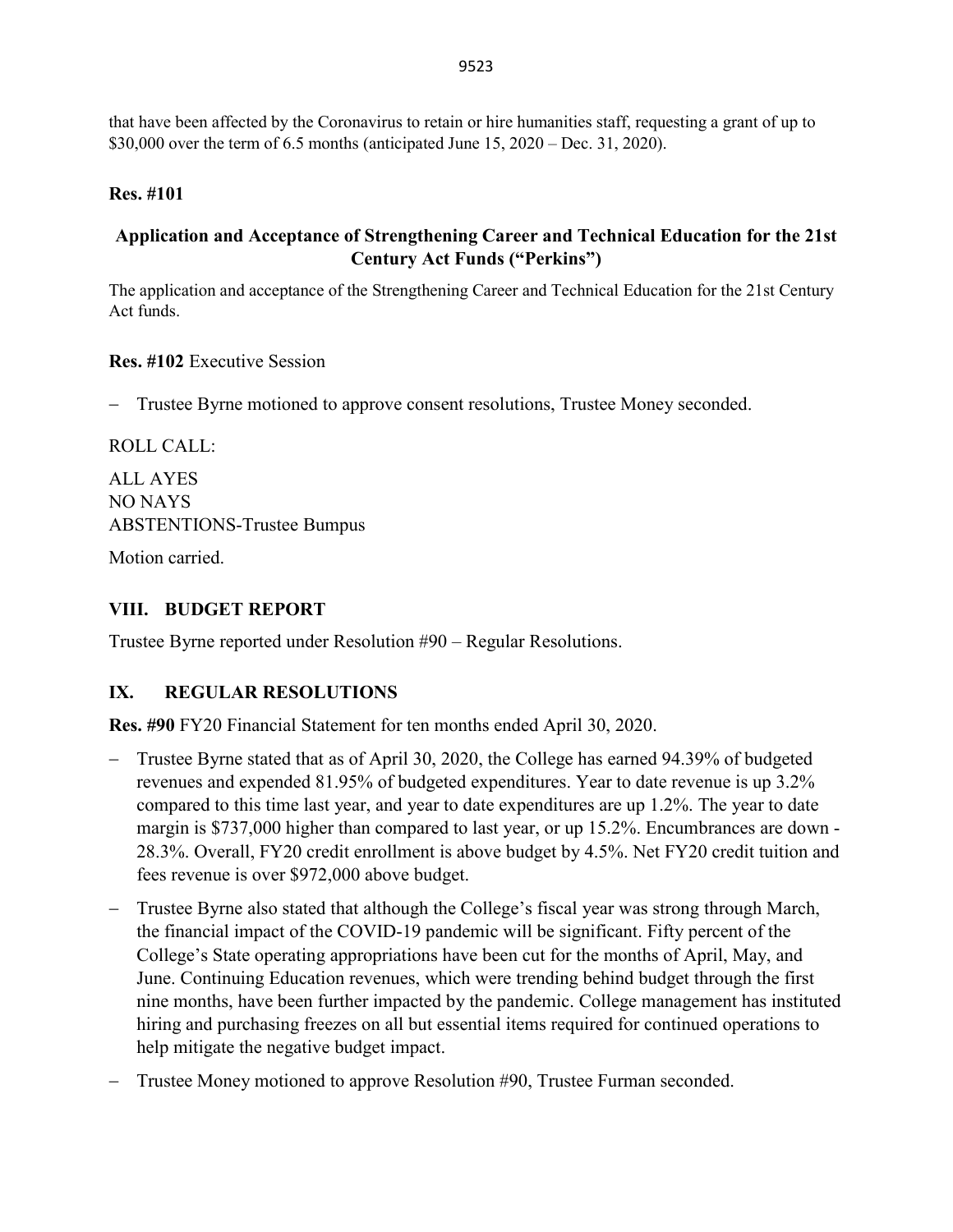that have been affected by the Coronavirus to retain or hire humanities staff, requesting a grant of up to $30,000 over the term of 6.5 months (anticipated June 15, 2020 – Dec. 31, 2020).

**Res. #101**

### Application and Acceptance of Strengthening Career and Technical Education for the 21st Century Act Funds ("Perkins")

The application and acceptance of the Strengthening Career and Technical Education for the 21st Century Act funds.

**Res. #102** Executive Session

- Trustee Byrne motioned to approve consent resolutions, Trustee Money seconded.

ROLL CALL:

ALL AYES
NO NAYS
ABSTENTIONS-Trustee Bumpus

Motion carried.

## VIII. BUDGET REPORT

Trustee Byrne reported under Resolution #90 – Regular Resolutions.

## IX. REGULAR RESOLUTIONS

**Res. #90** FY20 Financial Statement for ten months ended April 30, 2020.

- Trustee Byrne stated that as of April 30, 2020, the College has earned 94.39% of budgeted revenues and expended 81.95% of budgeted expenditures. Year to date revenue is up 3.2% compared to this time last year, and year to date expenditures are up 1.2%. The year to date margin is $737,000 higher than compared to last year, or up 15.2%. Encumbrances are down -28.3%. Overall, FY20 credit enrollment is above budget by 4.5%. Net FY20 credit tuition and fees revenue is over $972,000 above budget.
- Trustee Byrne also stated that although the College's fiscal year was strong through March, the financial impact of the COVID-19 pandemic will be significant. Fifty percent of the College's State operating appropriations have been cut for the months of April, May, and June. Continuing Education revenues, which were trending behind budget through the first nine months, have been further impacted by the pandemic. College management has instituted hiring and purchasing freezes on all but essential items required for continued operations to help mitigate the negative budget impact.
- Trustee Money motioned to approve Resolution #90, Trustee Furman seconded.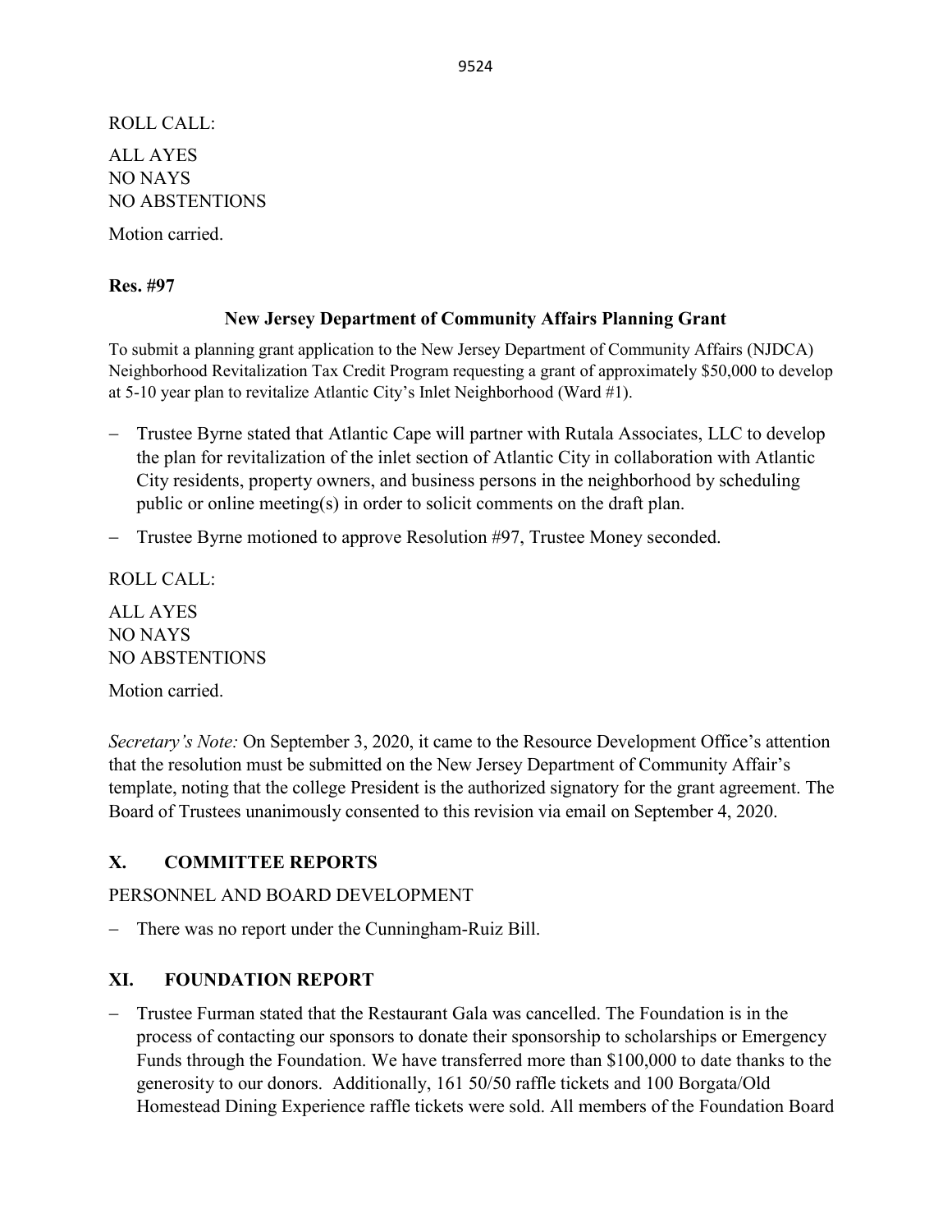ROLL CALL:

ALL AYES  
NO NAYS  
NO ABSTENTIONS

Motion carried.

**Res. #97**

**New Jersey Department of Community Affairs Planning Grant**

To submit a planning grant application to the New Jersey Department of Community Affairs (NJDCA) Neighborhood Revitalization Tax Credit Program requesting a grant of approximately $50,000 to develop at 5-10 year plan to revitalize Atlantic City's Inlet Neighborhood (Ward #1).

- Trustee Byrne stated that Atlantic Cape will partner with Rutala Associates, LLC to develop the plan for revitalization of the inlet section of Atlantic City in collaboration with Atlantic City residents, property owners, and business persons in the neighborhood by scheduling public or online meeting(s) in order to solicit comments on the draft plan.
- Trustee Byrne motioned to approve Resolution #97, Trustee Money seconded.

ROLL CALL:

ALL AYES  
NO NAYS  
NO ABSTENTIONS

Motion carried.

*Secretary's Note:* On September 3, 2020, it came to the Resource Development Office's attention that the resolution must be submitted on the New Jersey Department of Community Affair's template, noting that the college President is the authorized signatory for the grant agreement. The Board of Trustees unanimously consented to this revision via email on September 4, 2020.

## X. COMMITTEE REPORTS

PERSONNEL AND BOARD DEVELOPMENT

- There was no report under the Cunningham-Ruiz Bill.

## XI. FOUNDATION REPORT

- Trustee Furman stated that the Restaurant Gala was cancelled. The Foundation is in the process of contacting our sponsors to donate their sponsorship to scholarships or Emergency Funds through the Foundation. We have transferred more than $100,000 to date thanks to the generosity to our donors. Additionally, 161 50/50 raffle tickets and 100 Borgata/Old Homestead Dining Experience raffle tickets were sold. All members of the Foundation Board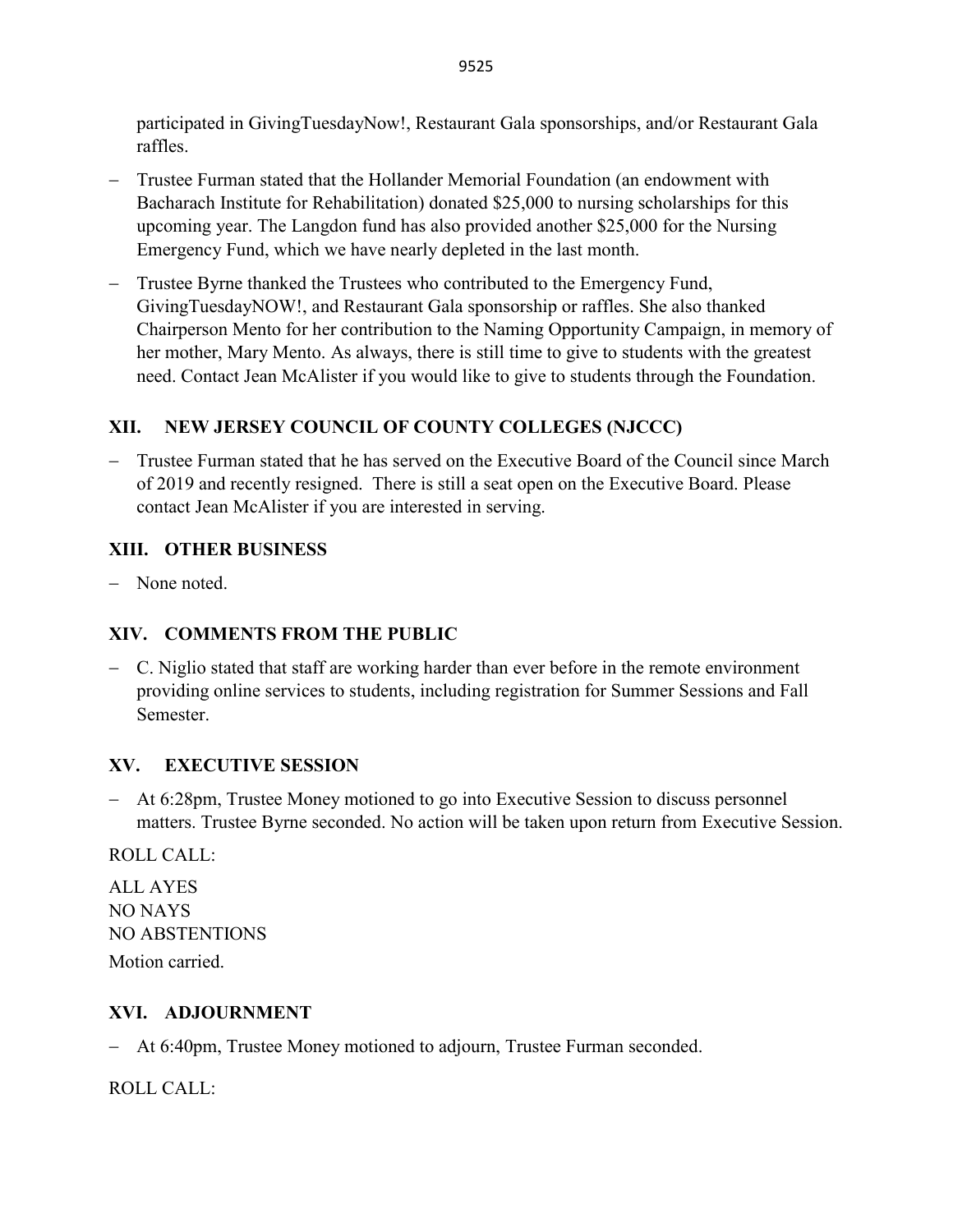participated in GivingTuesdayNow!, Restaurant Gala sponsorships, and/or Restaurant Gala raffles.

- Trustee Furman stated that the Hollander Memorial Foundation (an endowment with Bacharach Institute for Rehabilitation) donated $25,000 to nursing scholarships for this upcoming year. The Langdon fund has also provided another $25,000 for the Nursing Emergency Fund, which we have nearly depleted in the last month.
- Trustee Byrne thanked the Trustees who contributed to the Emergency Fund, GivingTuesdayNOW!, and Restaurant Gala sponsorship or raffles. She also thanked Chairperson Mento for her contribution to the Naming Opportunity Campaign, in memory of her mother, Mary Mento. As always, there is still time to give to students with the greatest need. Contact Jean McAlister if you would like to give to students through the Foundation.

## XII. NEW JERSEY COUNCIL OF COUNTY COLLEGES (NJCCC)

- Trustee Furman stated that he has served on the Executive Board of the Council since March of 2019 and recently resigned. There is still a seat open on the Executive Board. Please contact Jean McAlister if you are interested in serving.

## XIII. OTHER BUSINESS

- None noted.

## XIV. COMMENTS FROM THE PUBLIC

- C. Niglio stated that staff are working harder than ever before in the remote environment providing online services to students, including registration for Summer Sessions and Fall Semester.

## XV. EXECUTIVE SESSION

- At 6:28pm, Trustee Money motioned to go into Executive Session to discuss personnel matters. Trustee Byrne seconded. No action will be taken upon return from Executive Session.

ROLL CALL:

ALL AYES
NO NAYS
NO ABSTENTIONS

Motion carried.

## XVI. ADJOURNMENT

- At 6:40pm, Trustee Money motioned to adjourn, Trustee Furman seconded.

ROLL CALL: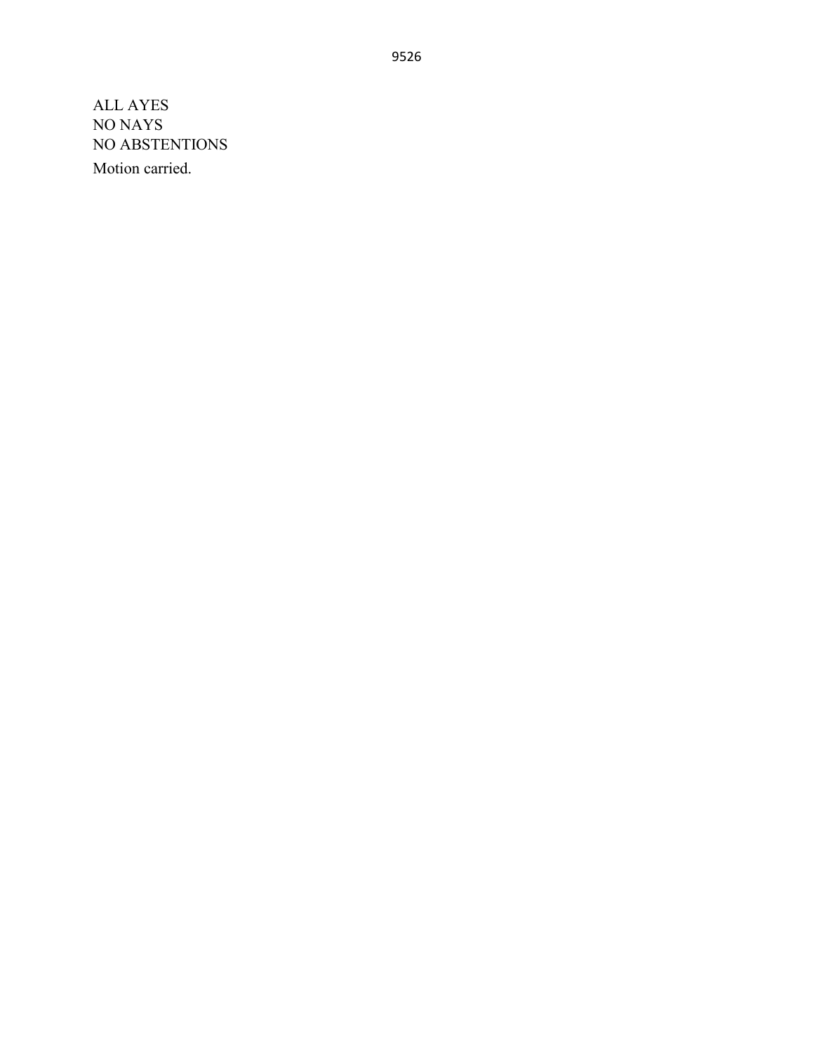ALL AYES
NO NAYS
NO ABSTENTIONS
Motion carried.